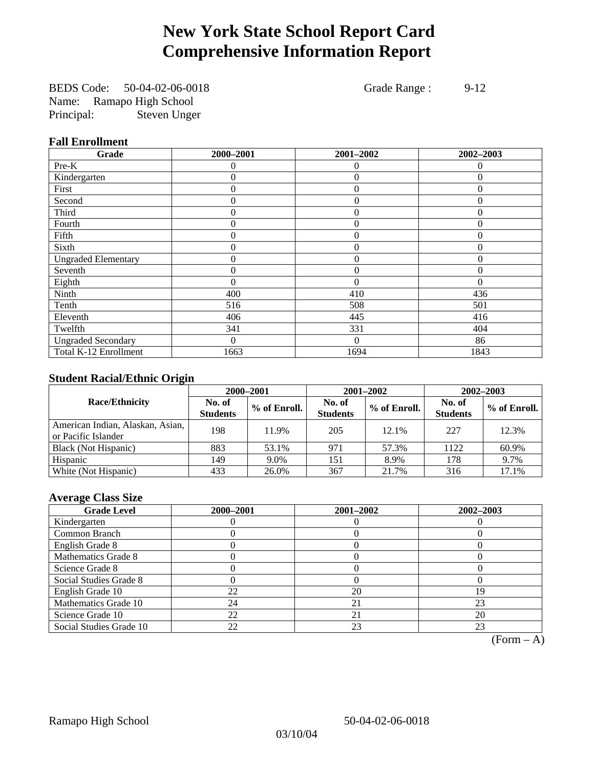# New York State School Report Card
# Comprehensive Information Report

BEDS Code: 50-04-02-06-0018 Grade Range : 9-12
Name: Ramapo High School
Principal: Steven Unger

### Fall Enrollment

| Grade | 2000–2001 | 2001–2002 | 2002–2003 |
|---|---|---|---|
| Pre-K | 0 | 0 | 0 |
| Kindergarten | 0 | 0 | 0 |
| First | 0 | 0 | 0 |
| Second | 0 | 0 | 0 |
| Third | 0 | 0 | 0 |
| Fourth | 0 | 0 | 0 |
| Fifth | 0 | 0 | 0 |
| Sixth | 0 | 0 | 0 |
| Ungraded Elementary | 0 | 0 | 0 |
| Seventh | 0 | 0 | 0 |
| Eighth | 0 | 0 | 0 |
| Ninth | 400 | 410 | 436 |
| Tenth | 516 | 508 | 501 |
| Eleventh | 406 | 445 | 416 |
| Twelfth | 341 | 331 | 404 |
| Ungraded Secondary | 0 | 0 | 86 |
| Total K-12 Enrollment | 1663 | 1694 | 1843 |

### Student Racial/Ethnic Origin

| Race/Ethnicity | 2000–2001 | | 2001–2002 | | 2002–2003 | |
|---|---|---|---|---|---|---|
| | No. of Students | % of Enroll. | No. of Students | % of Enroll. | No. of Students | % of Enroll. |
| American Indian, Alaskan, Asian, or Pacific Islander | 198 | 11.9% | 205 | 12.1% | 227 | 12.3% |
| Black (Not Hispanic) | 883 | 53.1% | 971 | 57.3% | 1122 | 60.9% |
| Hispanic | 149 | 9.0% | 151 | 8.9% | 178 | 9.7% |
| White (Not Hispanic) | 433 | 26.0% | 367 | 21.7% | 316 | 17.1% |

### Average Class Size

| Grade Level | 2000–2001 | 2001–2002 | 2002–2003 |
|---|---|---|---|
| Kindergarten | 0 | 0 | 0 |
| Common Branch | 0 | 0 | 0 |
| English Grade 8 | 0 | 0 | 0 |
| Mathematics Grade 8 | 0 | 0 | 0 |
| Science Grade 8 | 0 | 0 | 0 |
| Social Studies Grade 8 | 0 | 0 | 0 |
| English Grade 10 | 22 | 20 | 19 |
| Mathematics Grade 10 | 24 | 21 | 23 |
| Science Grade 10 | 22 | 21 | 20 |
| Social Studies Grade 10 | 22 | 23 | 23 |

(Form – A)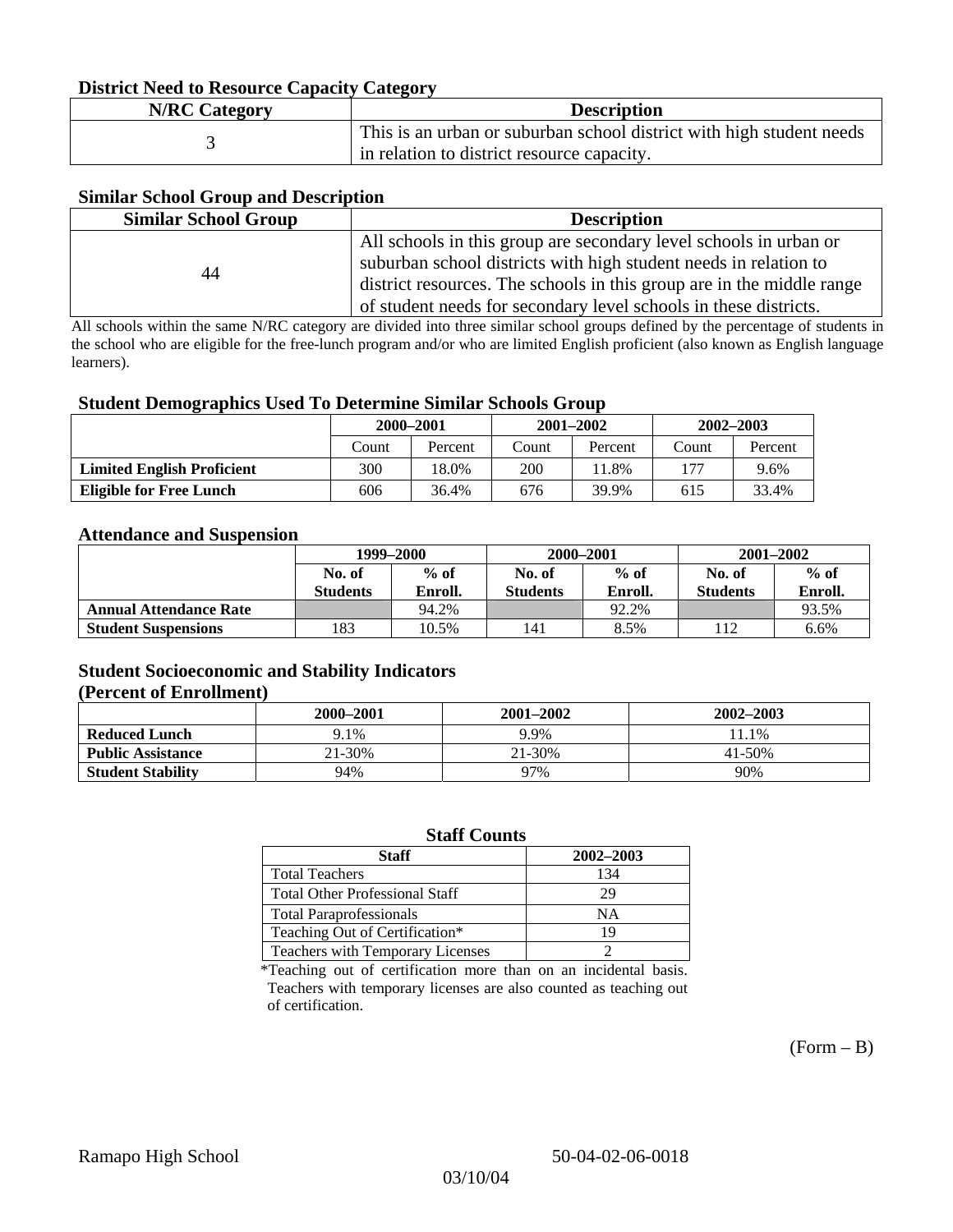### District Need to Resource Capacity Category

| N/RC Category | Description |
|---|---|
| 3 | This is an urban or suburban school district with high student needs in relation to district resource capacity. |

### Similar School Group and Description

| Similar School Group | Description |
|---|---|
| 44 | All schools in this group are secondary level schools in urban or suburban school districts with high student needs in relation to district resources. The schools in this group are in the middle range of student needs for secondary level schools in these districts. |

All schools within the same N/RC category are divided into three similar school groups defined by the percentage of students in the school who are eligible for the free-lunch program and/or who are limited English proficient (also known as English language learners).

### Student Demographics Used To Determine Similar Schools Group

| | 2000–2001 | | 2001–2002 | | 2002–2003 | |
|---|---|---|---|---|---|---|
| | Count | Percent | Count | Percent | Count | Percent |
| **Limited English Proficient** | 300 | 18.0% | 200 | 11.8% | 177 | 9.6% |
| **Eligible for Free Lunch** | 606 | 36.4% | 676 | 39.9% | 615 | 33.4% |

### Attendance and Suspension

| | 1999–2000 | | 2000–2001 | | 2001–2002 | |
|---|---|---|---|---|---|---|
| | No. of Students | % of Enroll. | No. of Students | % of Enroll. | No. of Students | % of Enroll. |
| **Annual Attendance Rate** | | 94.2% | | 92.2% | | 93.5% |
| **Student Suspensions** | 183 | 10.5% | 141 | 8.5% | 112 | 6.6% |

### Student Socioeconomic and Stability Indicators (Percent of Enrollment)

| | 2000–2001 | 2001–2002 | 2002–2003 |
|---|---|---|---|
| **Reduced Lunch** | 9.1% | 9.9% | 11.1% |
| **Public Assistance** | 21-30% | 21-30% | 41-50% |
| **Student Stability** | 94% | 97% | 90% |

### Staff Counts

| Staff | 2002–2003 |
|---|---|
| Total Teachers | 134 |
| Total Other Professional Staff | 29 |
| Total Paraprofessionals | NA |
| Teaching Out of Certification* | 19 |
| Teachers with Temporary Licenses | 2 |

*Teaching out of certification more than on an incidental basis. Teachers with temporary licenses are also counted as teaching out of certification.

(Form – B)

Ramapo High School 50-04-02-06-0018

03/10/04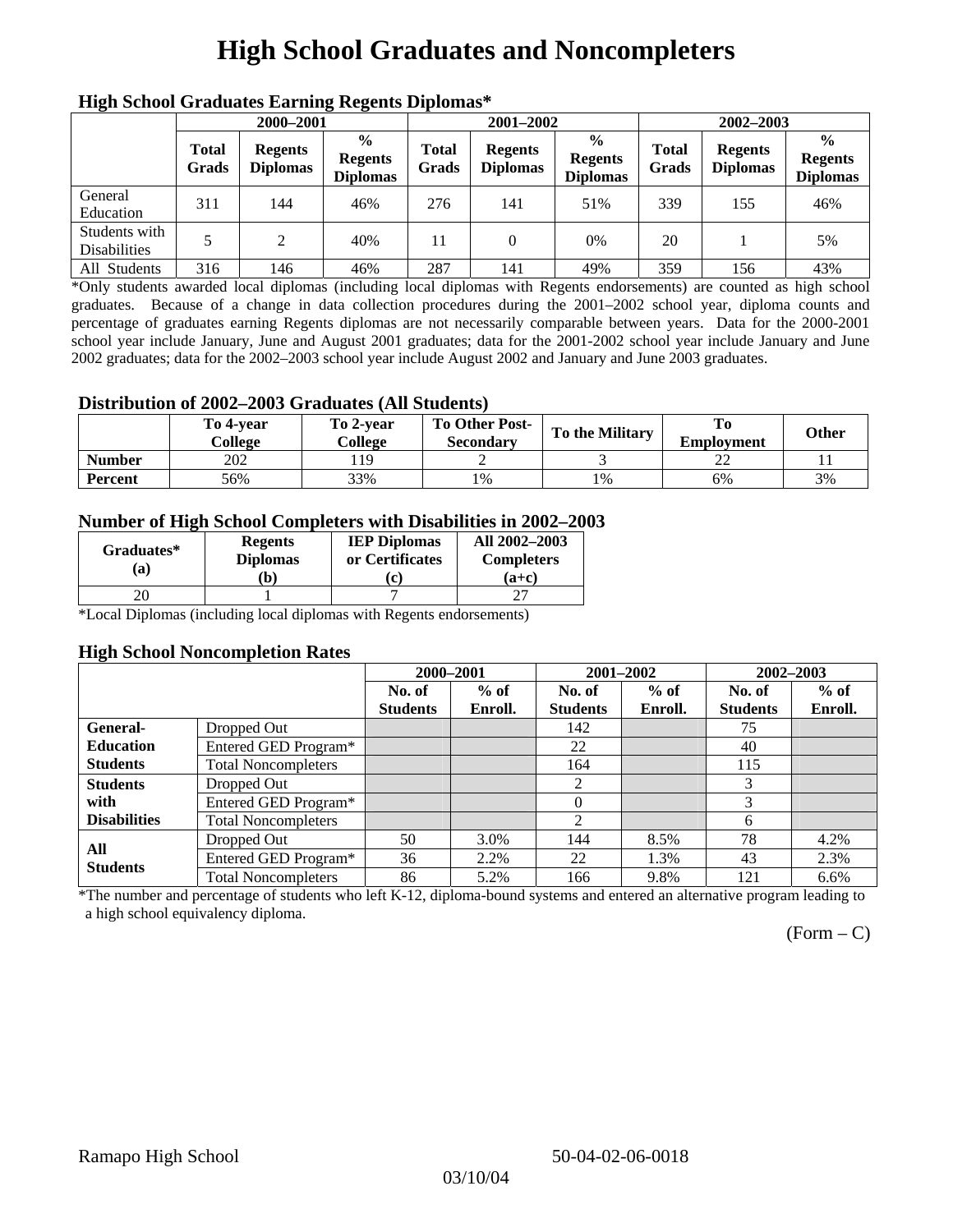# High School Graduates and Noncompleters

### High School Graduates Earning Regents Diplomas*

| | 2000–2001 | | | 2001–2002 | | | 2002–2003 | | |
|---|---|---|---|---|---|---|---|---|---|
| | Total Grads | Regents Diplomas | % Regents Diplomas | Total Grads | Regents Diplomas | % Regents Diplomas | Total Grads | Regents Diplomas | % Regents Diplomas |
| General Education | 311 | 144 | 46% | 276 | 141 | 51% | 339 | 155 | 46% |
| Students with Disabilities | 5 | 2 | 40% | 11 | 0 | 0% | 20 | 1 | 5% |
| All Students | 316 | 146 | 46% | 287 | 141 | 49% | 359 | 156 | 43% |

*Only students awarded local diplomas (including local diplomas with Regents endorsements) are counted as high school graduates. Because of a change in data collection procedures during the 2001–2002 school year, diploma counts and percentage of graduates earning Regents diplomas are not necessarily comparable between years. Data for the 2000-2001 school year include January, June and August 2001 graduates; data for the 2001-2002 school year include January and June 2002 graduates; data for the 2002–2003 school year include August 2002 and January and June 2003 graduates.

### Distribution of 2002–2003 Graduates (All Students)

| | To 4-year College | To 2-year College | To Other Post-Secondary | To the Military | To Employment | Other |
|---|---|---|---|---|---|---|
| Number | 202 | 119 | 2 | 3 | 22 | 11 |
| Percent | 56% | 33% | 1% | 1% | 6% | 3% |

### Number of High School Completers with Disabilities in 2002–2003

| Graduates* (a) | Regents Diplomas (b) | IEP Diplomas or Certificates (c) | All 2002–2003 Completers (a+c) |
|---|---|---|---|
| 20 | 1 | 7 | 27 |

*Local Diplomas (including local diplomas with Regents endorsements)

### High School Noncompletion Rates

| | | 2000–2001 | | 2001–2002 | | 2002–2003 | |
|---|---|---|---|---|---|---|---|
| | | No. of Students | % of Enroll. | No. of Students | % of Enroll. | No. of Students | % of Enroll. |
| General-Education Students | Dropped Out | | | 142 | | 75 | |
| | Entered GED Program* | | | 22 | | 40 | |
| | Total Noncompleters | | | 164 | | 115 | |
| Students with Disabilities | Dropped Out | | | 2 | | 3 | |
| | Entered GED Program* | | | 0 | | 3 | |
| | Total Noncompleters | | | 2 | | 6 | |
| All Students | Dropped Out | 50 | 3.0% | 144 | 8.5% | 78 | 4.2% |
| | Entered GED Program* | 36 | 2.2% | 22 | 1.3% | 43 | 2.3% |
| | Total Noncompleters | 86 | 5.2% | 166 | 9.8% | 121 | 6.6% |

*The number and percentage of students who left K-12, diploma-bound systems and entered an alternative program leading to a high school equivalency diploma.

(Form – C)

Ramapo High School 50-04-02-06-0018

03/10/04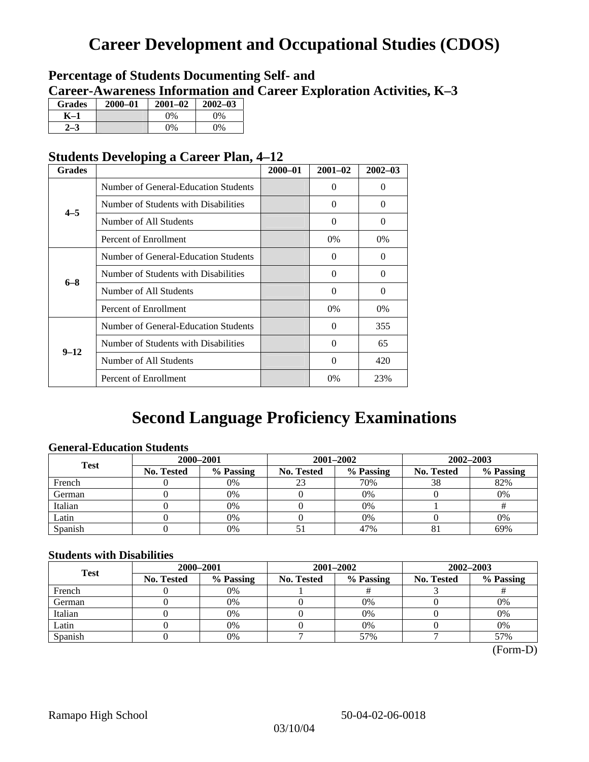# Career Development and Occupational Studies (CDOS)

## Percentage of Students Documenting Self- and Career-Awareness Information and Career Exploration Activities, K–3

| Grades | 2000–01 | 2001–02 | 2002–03 |
|---|---|---|---|
| K–1 | | 0% | 0% |
| 2–3 | | 0% | 0% |

## Students Developing a Career Plan, 4–12

| Grades | | 2000–01 | 2001–02 | 2002–03 |
|---|---|---|---|---|
| 4–5 | Number of General-Education Students | | 0 | 0 |
| | Number of Students with Disabilities | | 0 | 0 |
| | Number of All Students | | 0 | 0 |
| | Percent of Enrollment | | 0% | 0% |
| 6–8 | Number of General-Education Students | | 0 | 0 |
| | Number of Students with Disabilities | | 0 | 0 |
| | Number of All Students | | 0 | 0 |
| | Percent of Enrollment | | 0% | 0% |
| 9–12 | Number of General-Education Students | | 0 | 355 |
| | Number of Students with Disabilities | | 0 | 65 |
| | Number of All Students | | 0 | 420 |
| | Percent of Enrollment | | 0% | 23% |

# Second Language Proficiency Examinations

### General-Education Students

| Test | 2000–2001 | | 2001–2002 | | 2002–2003 | |
|---|---|---|---|---|---|---|
| | No. Tested | % Passing | No. Tested | % Passing | No. Tested | % Passing |
| French | 0 | 0% | 23 | 70% | 38 | 82% |
| German | 0 | 0% | 0 | 0% | 0 | 0% |
| Italian | 0 | 0% | 0 | 0% | 1 | # |
| Latin | 0 | 0% | 0 | 0% | 0 | 0% |
| Spanish | 0 | 0% | 51 | 47% | 81 | 69% |

### Students with Disabilities

| Test | 2000–2001 | | 2001–2002 | | 2002–2003 | |
|---|---|---|---|---|---|---|
| | No. Tested | % Passing | No. Tested | % Passing | No. Tested | % Passing |
| French | 0 | 0% | 1 | # | 3 | # |
| German | 0 | 0% | 0 | 0% | 0 | 0% |
| Italian | 0 | 0% | 0 | 0% | 0 | 0% |
| Latin | 0 | 0% | 0 | 0% | 0 | 0% |
| Spanish | 0 | 0% | 7 | 57% | 7 | 57% |

(Form-D)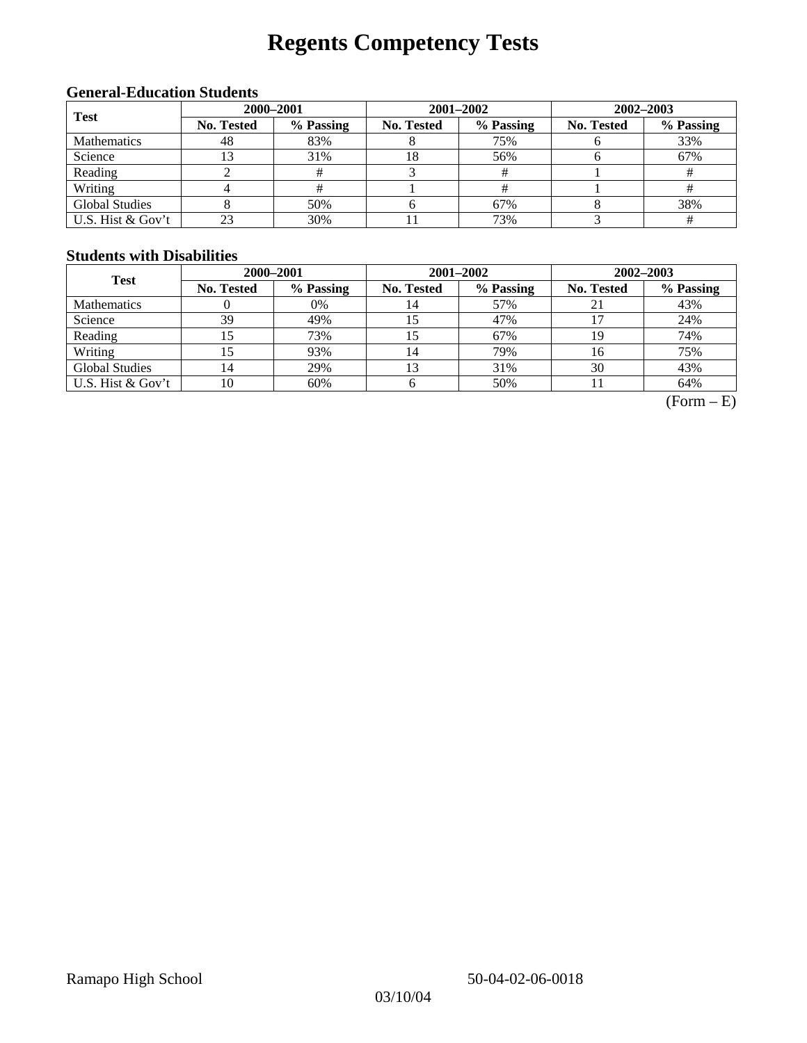# Regents Competency Tests

### General-Education Students

| Test | 2000–2001 | | 2001–2002 | | 2002–2003 | |
|---|---|---|---|---|---|---|
| | No. Tested | % Passing | No. Tested | % Passing | No. Tested | % Passing |
| Mathematics | 48 | 83% | 8 | 75% | 6 | 33% |
| Science | 13 | 31% | 18 | 56% | 6 | 67% |
| Reading | 2 | # | 3 | # | 1 | # |
| Writing | 4 | # | 1 | # | 1 | # |
| Global Studies | 8 | 50% | 6 | 67% | 8 | 38% |
| U.S. Hist & Gov't | 23 | 30% | 11 | 73% | 3 | # |

### Students with Disabilities

| Test | 2000–2001 | | 2001–2002 | | 2002–2003 | |
|---|---|---|---|---|---|---|
| | No. Tested | % Passing | No. Tested | % Passing | No. Tested | % Passing |
| Mathematics | 0 | 0% | 14 | 57% | 21 | 43% |
| Science | 39 | 49% | 15 | 47% | 17 | 24% |
| Reading | 15 | 73% | 15 | 67% | 19 | 74% |
| Writing | 15 | 93% | 14 | 79% | 16 | 75% |
| Global Studies | 14 | 29% | 13 | 31% | 30 | 43% |
| U.S. Hist & Gov't | 10 | 60% | 6 | 50% | 11 | 64% |

(Form – E)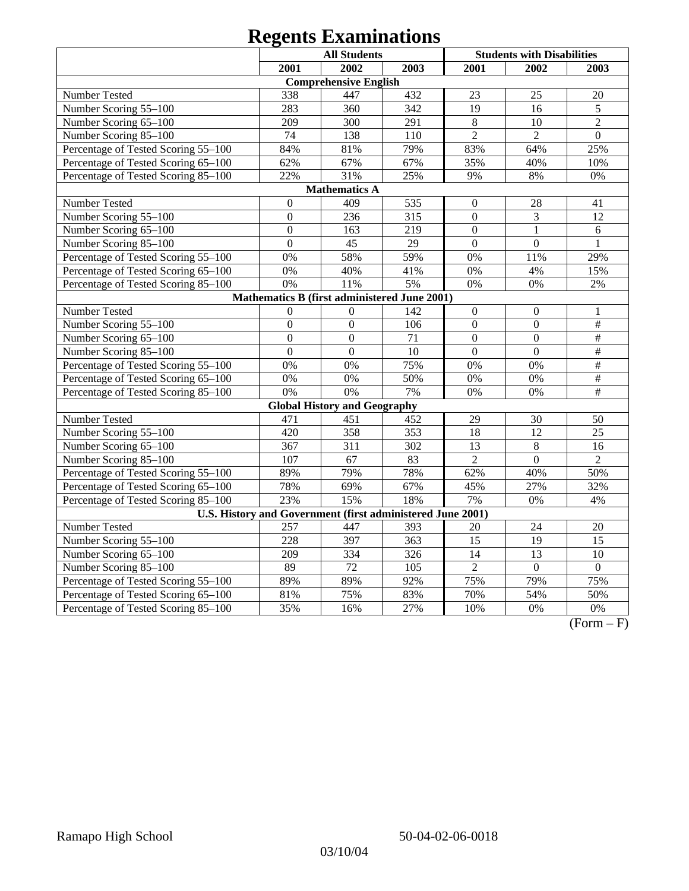# Regents Examinations

| | All Students | | | Students with Disabilities | | |
|---|---|---|---|---|---|---|
| | 2001 | 2002 | 2003 | 2001 | 2002 | 2003 |
| **Comprehensive English** | | | | | | |
| Number Tested | 338 | 447 | 432 | 23 | 25 | 20 |
| Number Scoring 55–100 | 283 | 360 | 342 | 19 | 16 | 5 |
| Number Scoring 65–100 | 209 | 300 | 291 | 8 | 10 | 2 |
| Number Scoring 85–100 | 74 | 138 | 110 | 2 | 2 | 0 |
| Percentage of Tested Scoring 55–100 | 84% | 81% | 79% | 83% | 64% | 25% |
| Percentage of Tested Scoring 65–100 | 62% | 67% | 67% | 35% | 40% | 10% |
| Percentage of Tested Scoring 85–100 | 22% | 31% | 25% | 9% | 8% | 0% |
| **Mathematics A** | | | | | | |
| Number Tested | 0 | 409 | 535 | 0 | 28 | 41 |
| Number Scoring 55–100 | 0 | 236 | 315 | 0 | 3 | 12 |
| Number Scoring 65–100 | 0 | 163 | 219 | 0 | 1 | 6 |
| Number Scoring 85–100 | 0 | 45 | 29 | 0 | 0 | 1 |
| Percentage of Tested Scoring 55–100 | 0% | 58% | 59% | 0% | 11% | 29% |
| Percentage of Tested Scoring 65–100 | 0% | 40% | 41% | 0% | 4% | 15% |
| Percentage of Tested Scoring 85–100 | 0% | 11% | 5% | 0% | 0% | 2% |
| **Mathematics B (first administered June 2001)** | | | | | | |
| Number Tested | 0 | 0 | 142 | 0 | 0 | 1 |
| Number Scoring 55–100 | 0 | 0 | 106 | 0 | 0 | # |
| Number Scoring 65–100 | 0 | 0 | 71 | 0 | 0 | # |
| Number Scoring 85–100 | 0 | 0 | 10 | 0 | 0 | # |
| Percentage of Tested Scoring 55–100 | 0% | 0% | 75% | 0% | 0% | # |
| Percentage of Tested Scoring 65–100 | 0% | 0% | 50% | 0% | 0% | # |
| Percentage of Tested Scoring 85–100 | 0% | 0% | 7% | 0% | 0% | # |
| **Global History and Geography** | | | | | | |
| Number Tested | 471 | 451 | 452 | 29 | 30 | 50 |
| Number Scoring 55–100 | 420 | 358 | 353 | 18 | 12 | 25 |
| Number Scoring 65–100 | 367 | 311 | 302 | 13 | 8 | 16 |
| Number Scoring 85–100 | 107 | 67 | 83 | 2 | 0 | 2 |
| Percentage of Tested Scoring 55–100 | 89% | 79% | 78% | 62% | 40% | 50% |
| Percentage of Tested Scoring 65–100 | 78% | 69% | 67% | 45% | 27% | 32% |
| Percentage of Tested Scoring 85–100 | 23% | 15% | 18% | 7% | 0% | 4% |
| **U.S. History and Government (first administered June 2001)** | | | | | | |
| Number Tested | 257 | 447 | 393 | 20 | 24 | 20 |
| Number Scoring 55–100 | 228 | 397 | 363 | 15 | 19 | 15 |
| Number Scoring 65–100 | 209 | 334 | 326 | 14 | 13 | 10 |
| Number Scoring 85–100 | 89 | 72 | 105 | 2 | 0 | 0 |
| Percentage of Tested Scoring 55–100 | 89% | 89% | 92% | 75% | 79% | 75% |
| Percentage of Tested Scoring 65–100 | 81% | 75% | 83% | 70% | 54% | 50% |
| Percentage of Tested Scoring 85–100 | 35% | 16% | 27% | 10% | 0% | 0% |

(Form – F)

Ramapo High School 50-04-02-06-0018

03/10/04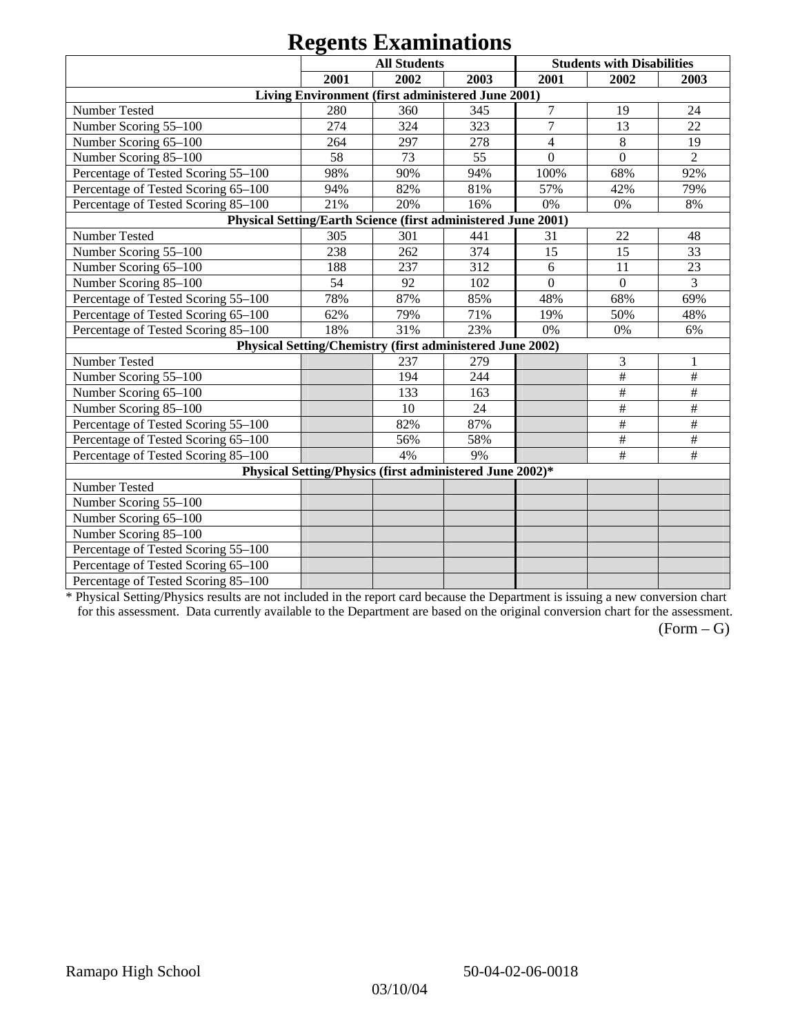# Regents Examinations

| | All Students | | | Students with Disabilities | | |
|---|---|---|---|---|---|---|
| | 2001 | 2002 | 2003 | 2001 | 2002 | 2003 |
| **Living Environment (first administered June 2001)** | | | | | | |
| Number Tested | 280 | 360 | 345 | 7 | 19 | 24 |
| Number Scoring 55–100 | 274 | 324 | 323 | 7 | 13 | 22 |
| Number Scoring 65–100 | 264 | 297 | 278 | 4 | 8 | 19 |
| Number Scoring 85–100 | 58 | 73 | 55 | 0 | 0 | 2 |
| Percentage of Tested Scoring 55–100 | 98% | 90% | 94% | 100% | 68% | 92% |
| Percentage of Tested Scoring 65–100 | 94% | 82% | 81% | 57% | 42% | 79% |
| Percentage of Tested Scoring 85–100 | 21% | 20% | 16% | 0% | 0% | 8% |
| **Physical Setting/Earth Science (first administered June 2001)** | | | | | | |
| Number Tested | 305 | 301 | 441 | 31 | 22 | 48 |
| Number Scoring 55–100 | 238 | 262 | 374 | 15 | 15 | 33 |
| Number Scoring 65–100 | 188 | 237 | 312 | 6 | 11 | 23 |
| Number Scoring 85–100 | 54 | 92 | 102 | 0 | 0 | 3 |
| Percentage of Tested Scoring 55–100 | 78% | 87% | 85% | 48% | 68% | 69% |
| Percentage of Tested Scoring 65–100 | 62% | 79% | 71% | 19% | 50% | 48% |
| Percentage of Tested Scoring 85–100 | 18% | 31% | 23% | 0% | 0% | 6% |
| **Physical Setting/Chemistry (first administered June 2002)** | | | | | | |
| Number Tested | | 237 | 279 | | 3 | 1 |
| Number Scoring 55–100 | | 194 | 244 | | # | # |
| Number Scoring 65–100 | | 133 | 163 | | # | # |
| Number Scoring 85–100 | | 10 | 24 | | # | # |
| Percentage of Tested Scoring 55–100 | | 82% | 87% | | # | # |
| Percentage of Tested Scoring 65–100 | | 56% | 58% | | # | # |
| Percentage of Tested Scoring 85–100 | | 4% | 9% | | # | # |
| **Physical Setting/Physics (first administered June 2002)*** | | | | | | |
| Number Tested | | | | | | |
| Number Scoring 55–100 | | | | | | |
| Number Scoring 65–100 | | | | | | |
| Number Scoring 85–100 | | | | | | |
| Percentage of Tested Scoring 55–100 | | | | | | |
| Percentage of Tested Scoring 65–100 | | | | | | |
| Percentage of Tested Scoring 85–100 | | | | | | |

* Physical Setting/Physics results are not included in the report card because the Department is issuing a new conversion chart for this assessment. Data currently available to the Department are based on the original conversion chart for the assessment.

(Form – G)

Ramapo High School 50-04-02-06-0018

03/10/04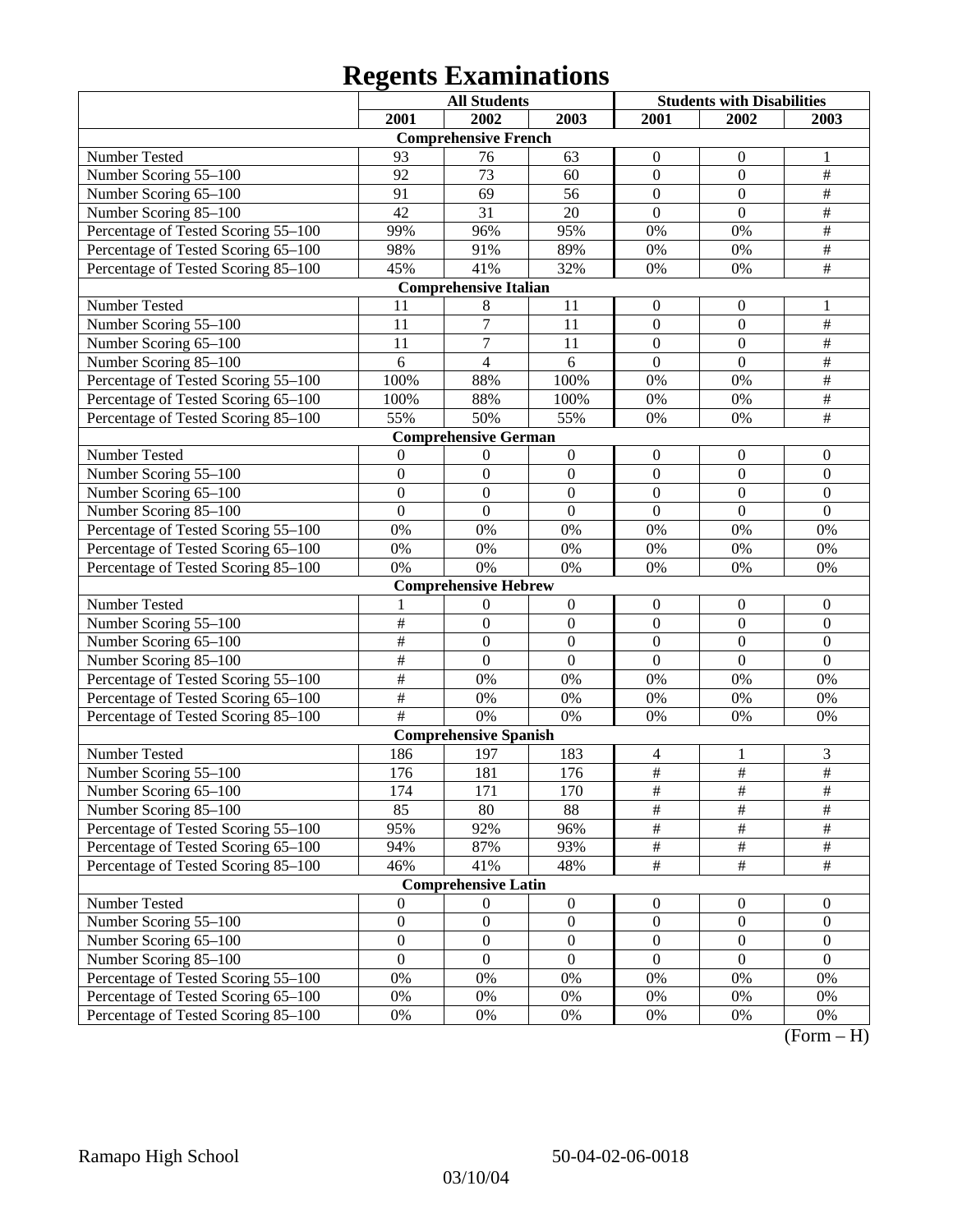# Regents Examinations

| | All Students | | | Students with Disabilities | | |
|---|---|---|---|---|---|---|
| | 2001 | 2002 | 2003 | 2001 | 2002 | 2003 |
| **Comprehensive French** | | | | | | |
| Number Tested | 93 | 76 | 63 | 0 | 0 | 1 |
| Number Scoring 55–100 | 92 | 73 | 60 | 0 | 0 | # |
| Number Scoring 65–100 | 91 | 69 | 56 | 0 | 0 | # |
| Number Scoring 85–100 | 42 | 31 | 20 | 0 | 0 | # |
| Percentage of Tested Scoring 55–100 | 99% | 96% | 95% | 0% | 0% | # |
| Percentage of Tested Scoring 65–100 | 98% | 91% | 89% | 0% | 0% | # |
| Percentage of Tested Scoring 85–100 | 45% | 41% | 32% | 0% | 0% | # |
| **Comprehensive Italian** | | | | | | |
| Number Tested | 11 | 8 | 11 | 0 | 0 | 1 |
| Number Scoring 55–100 | 11 | 7 | 11 | 0 | 0 | # |
| Number Scoring 65–100 | 11 | 7 | 11 | 0 | 0 | # |
| Number Scoring 85–100 | 6 | 4 | 6 | 0 | 0 | # |
| Percentage of Tested Scoring 55–100 | 100% | 88% | 100% | 0% | 0% | # |
| Percentage of Tested Scoring 65–100 | 100% | 88% | 100% | 0% | 0% | # |
| Percentage of Tested Scoring 85–100 | 55% | 50% | 55% | 0% | 0% | # |
| **Comprehensive German** | | | | | | |
| Number Tested | 0 | 0 | 0 | 0 | 0 | 0 |
| Number Scoring 55–100 | 0 | 0 | 0 | 0 | 0 | 0 |
| Number Scoring 65–100 | 0 | 0 | 0 | 0 | 0 | 0 |
| Number Scoring 85–100 | 0 | 0 | 0 | 0 | 0 | 0 |
| Percentage of Tested Scoring 55–100 | 0% | 0% | 0% | 0% | 0% | 0% |
| Percentage of Tested Scoring 65–100 | 0% | 0% | 0% | 0% | 0% | 0% |
| Percentage of Tested Scoring 85–100 | 0% | 0% | 0% | 0% | 0% | 0% |
| **Comprehensive Hebrew** | | | | | | |
| Number Tested | 1 | 0 | 0 | 0 | 0 | 0 |
| Number Scoring 55–100 | # | 0 | 0 | 0 | 0 | 0 |
| Number Scoring 65–100 | # | 0 | 0 | 0 | 0 | 0 |
| Number Scoring 85–100 | # | 0 | 0 | 0 | 0 | 0 |
| Percentage of Tested Scoring 55–100 | # | 0% | 0% | 0% | 0% | 0% |
| Percentage of Tested Scoring 65–100 | # | 0% | 0% | 0% | 0% | 0% |
| Percentage of Tested Scoring 85–100 | # | 0% | 0% | 0% | 0% | 0% |
| **Comprehensive Spanish** | | | | | | |
| Number Tested | 186 | 197 | 183 | 4 | 1 | 3 |
| Number Scoring 55–100 | 176 | 181 | 176 | # | # | # |
| Number Scoring 65–100 | 174 | 171 | 170 | # | # | # |
| Number Scoring 85–100 | 85 | 80 | 88 | # | # | # |
| Percentage of Tested Scoring 55–100 | 95% | 92% | 96% | # | # | # |
| Percentage of Tested Scoring 65–100 | 94% | 87% | 93% | # | # | # |
| Percentage of Tested Scoring 85–100 | 46% | 41% | 48% | # | # | # |
| **Comprehensive Latin** | | | | | | |
| Number Tested | 0 | 0 | 0 | 0 | 0 | 0 |
| Number Scoring 55–100 | 0 | 0 | 0 | 0 | 0 | 0 |
| Number Scoring 65–100 | 0 | 0 | 0 | 0 | 0 | 0 |
| Number Scoring 85–100 | 0 | 0 | 0 | 0 | 0 | 0 |
| Percentage of Tested Scoring 55–100 | 0% | 0% | 0% | 0% | 0% | 0% |
| Percentage of Tested Scoring 65–100 | 0% | 0% | 0% | 0% | 0% | 0% |
| Percentage of Tested Scoring 85–100 | 0% | 0% | 0% | 0% | 0% | 0% |

(Form – H)

Ramapo High School 50-04-02-06-0018

03/10/04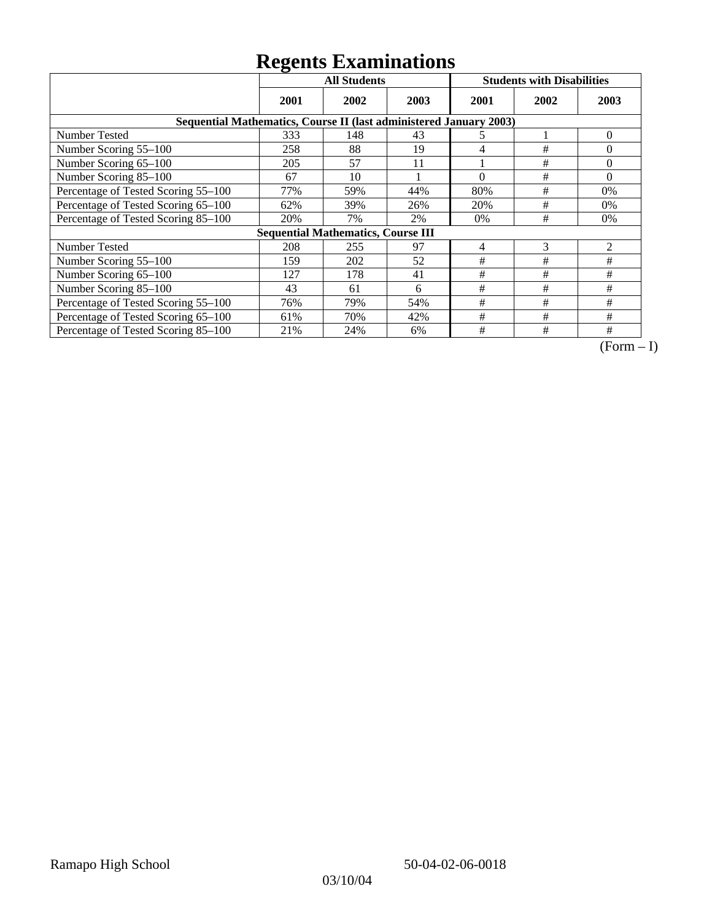# Regents Examinations

| | All Students | | | Students with Disabilities | | |
|---|---|---|---|---|---|---|
| | 2001 | 2002 | 2003 | 2001 | 2002 | 2003 |
| **Sequential Mathematics, Course II (last administered January 2003)** | | | | | | |
| Number Tested | 333 | 148 | 43 | 5 | 1 | 0 |
| Number Scoring 55–100 | 258 | 88 | 19 | 4 | # | 0 |
| Number Scoring 65–100 | 205 | 57 | 11 | 1 | # | 0 |
| Number Scoring 85–100 | 67 | 10 | 1 | 0 | # | 0 |
| Percentage of Tested Scoring 55–100 | 77% | 59% | 44% | 80% | # | 0% |
| Percentage of Tested Scoring 65–100 | 62% | 39% | 26% | 20% | # | 0% |
| Percentage of Tested Scoring 85–100 | 20% | 7% | 2% | 0% | # | 0% |
| **Sequential Mathematics, Course III** | | | | | | |
| Number Tested | 208 | 255 | 97 | 4 | 3 | 2 |
| Number Scoring 55–100 | 159 | 202 | 52 | # | # | # |
| Number Scoring 65–100 | 127 | 178 | 41 | # | # | # |
| Number Scoring 85–100 | 43 | 61 | 6 | # | # | # |
| Percentage of Tested Scoring 55–100 | 76% | 79% | 54% | # | # | # |
| Percentage of Tested Scoring 65–100 | 61% | 70% | 42% | # | # | # |
| Percentage of Tested Scoring 85–100 | 21% | 24% | 6% | # | # | # |

(Form – I)

Ramapo High School 50-04-02-06-0018

03/10/04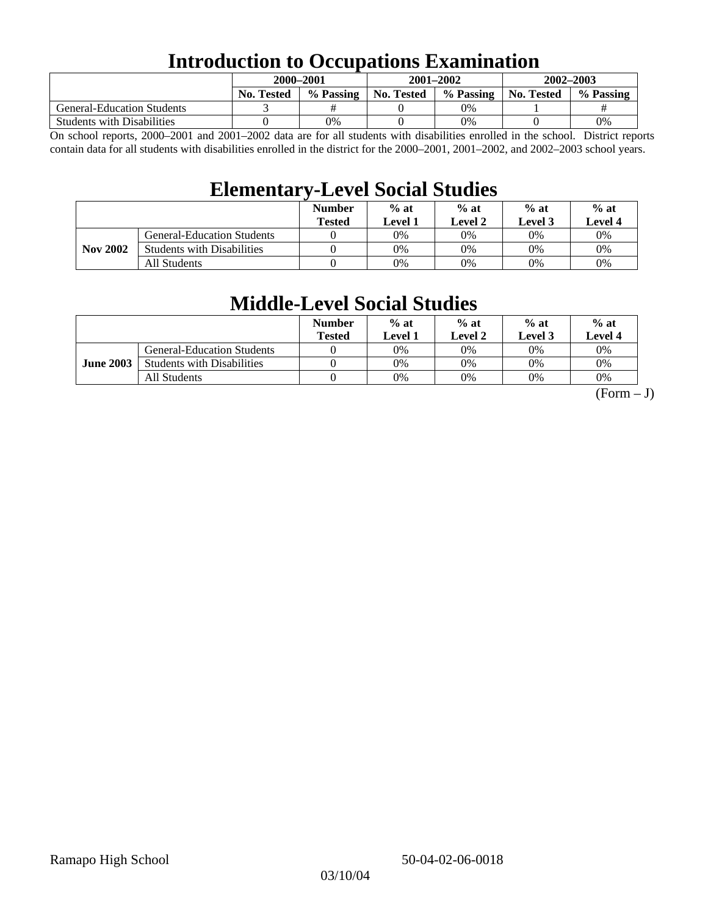# Introduction to Occupations Examination

| | 2000–2001 | | 2001–2002 | | 2002–2003 | |
|---|---|---|---|---|---|---|
| | No. Tested | % Passing | No. Tested | % Passing | No. Tested | % Passing |
| General-Education Students | 3 | # | 0 | 0% | 1 | # |
| Students with Disabilities | 0 | 0% | 0 | 0% | 0 | 0% |

On school reports, 2000–2001 and 2001–2002 data are for all students with disabilities enrolled in the school. District reports contain data for all students with disabilities enrolled in the district for the 2000–2001, 2001–2002, and 2002–2003 school years.

# Elementary-Level Social Studies

| | | Number Tested | % at Level 1 | % at Level 2 | % at Level 3 | % at Level 4 |
|---|---|---|---|---|---|---|
| **Nov 2002** | General-Education Students | 0 | 0% | 0% | 0% | 0% |
| | Students with Disabilities | 0 | 0% | 0% | 0% | 0% |
| | All Students | 0 | 0% | 0% | 0% | 0% |

# Middle-Level Social Studies

| | | Number Tested | % at Level 1 | % at Level 2 | % at Level 3 | % at Level 4 |
|---|---|---|---|---|---|---|
| **June 2003** | General-Education Students | 0 | 0% | 0% | 0% | 0% |
| | Students with Disabilities | 0 | 0% | 0% | 0% | 0% |
| | All Students | 0 | 0% | 0% | 0% | 0% |

(Form – J)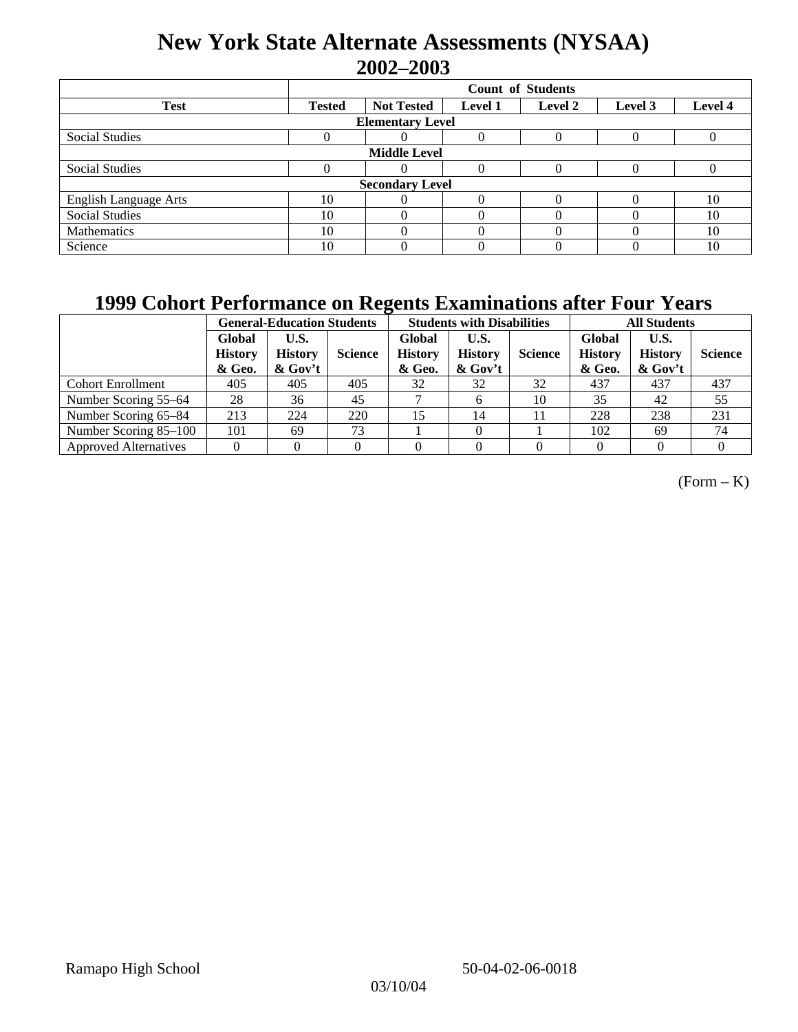# New York State Alternate Assessments (NYSAA)
## 2002–2003

| | Count of Students | | | | | |
|---|---|---|---|---|---|---|
| **Test** | **Tested** | **Not Tested** | **Level 1** | **Level 2** | **Level 3** | **Level 4** |
| **Elementary Level** | | | | | | |
| Social Studies | 0 | 0 | 0 | 0 | 0 | 0 |
| **Middle Level** | | | | | | |
| Social Studies | 0 | 0 | 0 | 0 | 0 | 0 |
| **Secondary Level** | | | | | | |
| English Language Arts | 10 | 0 | 0 | 0 | 0 | 10 |
| Social Studies | 10 | 0 | 0 | 0 | 0 | 10 |
| Mathematics | 10 | 0 | 0 | 0 | 0 | 10 |
| Science | 10 | 0 | 0 | 0 | 0 | 10 |

## 1999 Cohort Performance on Regents Examinations after Four Years

| | General-Education Students | | | Students with Disabilities | | | All Students | | |
|---|---|---|---|---|---|---|---|---|---|
| | **Global History & Geo.** | **U.S. History & Gov't** | **Science** | **Global History & Geo.** | **U.S. History & Gov't** | **Science** | **Global History & Geo.** | **U.S. History & Gov't** | **Science** |
| Cohort Enrollment | 405 | 405 | 405 | 32 | 32 | 32 | 437 | 437 | 437 |
| Number Scoring 55–64 | 28 | 36 | 45 | 7 | 6 | 10 | 35 | 42 | 55 |
| Number Scoring 65–84 | 213 | 224 | 220 | 15 | 14 | 11 | 228 | 238 | 231 |
| Number Scoring 85–100 | 101 | 69 | 73 | 1 | 0 | 1 | 102 | 69 | 74 |
| Approved Alternatives | 0 | 0 | 0 | 0 | 0 | 0 | 0 | 0 | 0 |

(Form – K)

Ramapo High School 50-04-02-06-0018

03/10/04